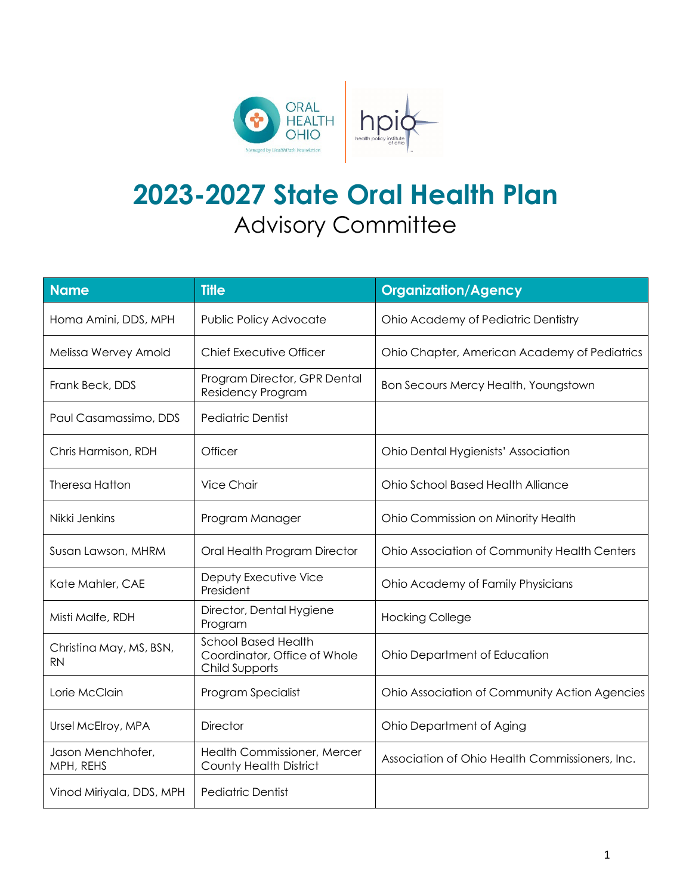# 2023-2027 State Oral Health Plan

## Advisory Committee

| Name | Title | Organization/Agency |
|---|---|---|
| Homa Amini, DDS, MPH | Public Policy Advocate | Ohio Academy of Pediatric Dentistry |
| Melissa Wervey Arnold | Chief Executive Officer | Ohio Chapter, American Academy of Pediatrics |
| Frank Beck, DDS | Program Director, GPR Dental Residency Program | Bon Secours Mercy Health, Youngstown |
| Paul Casamassimo, DDS | Pediatric Dentist | |
| Chris Harmison, RDH | Officer | Ohio Dental Hygienists' Association |
| Theresa Hatton | Vice Chair | Ohio School Based Health Alliance |
| Nikki Jenkins | Program Manager | Ohio Commission on Minority Health |
| Susan Lawson, MHRM | Oral Health Program Director | Ohio Association of Community Health Centers |
| Kate Mahler, CAE | Deputy Executive Vice President | Ohio Academy of Family Physicians |
| Misti Malfe, RDH | Director, Dental Hygiene Program | Hocking College |
| Christina May, MS, BSN, RN | School Based Health Coordinator, Office of Whole Child Supports | Ohio Department of Education |
| Lorie McClain | Program Specialist | Ohio Association of Community Action Agencies |
| Ursel McElroy, MPA | Director | Ohio Department of Aging |
| Jason Menchhofer, MPH, REHS | Health Commissioner, Mercer County Health District | Association of Ohio Health Commissioners, Inc. |
| Vinod Miriyala, DDS, MPH | Pediatric Dentist | |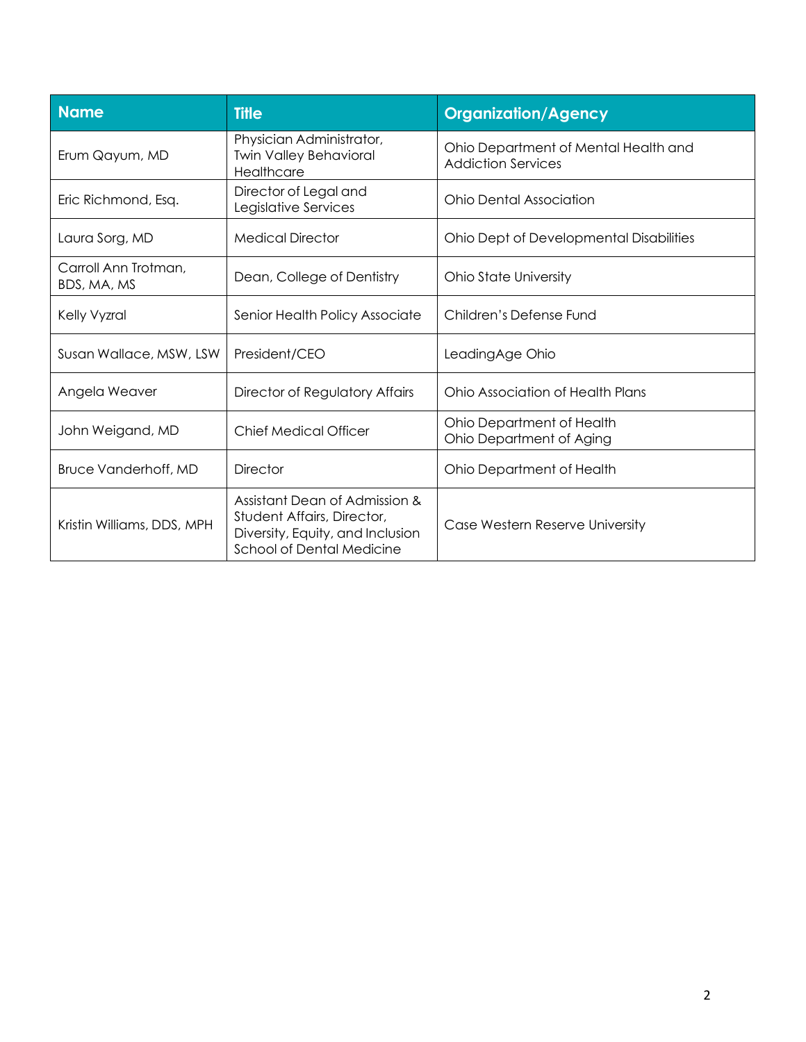| Name | Title | Organization/Agency |
|---|---|---|
| Erum Qayum, MD | Physician Administrator, Twin Valley Behavioral Healthcare | Ohio Department of Mental Health and Addiction Services |
| Eric Richmond, Esq. | Director of Legal and Legislative Services | Ohio Dental Association |
| Laura Sorg, MD | Medical Director | Ohio Dept of Developmental Disabilities |
| Carroll Ann Trotman, BDS, MA, MS | Dean, College of Dentistry | Ohio State University |
| Kelly Vyzral | Senior Health Policy Associate | Children's Defense Fund |
| Susan Wallace, MSW, LSW | President/CEO | LeadingAge Ohio |
| Angela Weaver | Director of Regulatory Affairs | Ohio Association of Health Plans |
| John Weigand, MD | Chief Medical Officer | Ohio Department of Health<br>Ohio Department of Aging |
| Bruce Vanderhoff, MD | Director | Ohio Department of Health |
| Kristin Williams, DDS, MPH | Assistant Dean of Admission & Student Affairs, Director, Diversity, Equity, and Inclusion School of Dental Medicine | Case Western Reserve University |